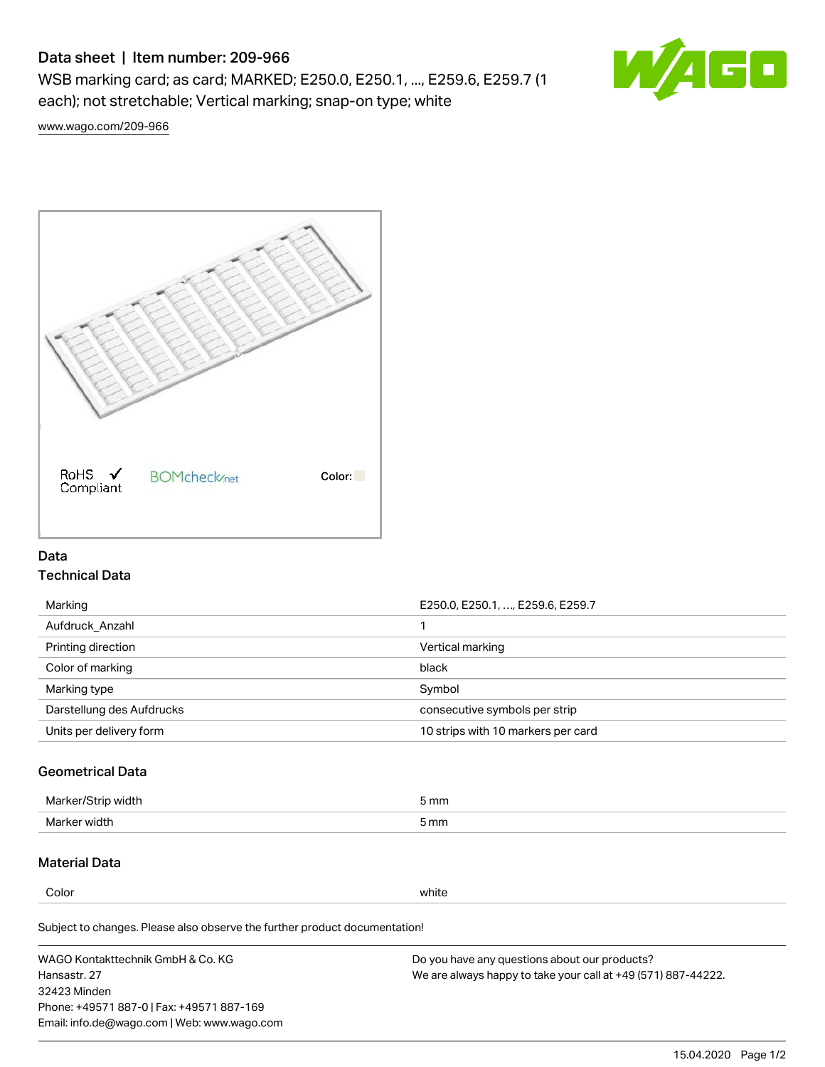# Data sheet | Item number: 209-966

WSB marking card; as card; MARKED; E250.0, E250.1, ..., E259.6, E259.7 (1 each); not stretchable; Vertical marking; snap-on type; white

www.wago.com/209-966

RoHS ✓ Compliant   BOMcheck.net   Color:

## Data

### Technical Data

| | |
|---|---|
| Marking | E250.0, E250.1, ..., E259.6, E259.7 |
| Aufdruck_Anzahl | 1 |
| Printing direction | Vertical marking |
| Color of marking | black |
| Marking type | Symbol |
| Darstellung des Aufdrucks | consecutive symbols per strip |
| Units per delivery form | 10 strips with 10 markers per card |

### Geometrical Data

| | |
|---|---|
| Marker/Strip width | 5 mm |
| Marker width | 5 mm |

### Material Data

| | |
|---|---|
| Color | white |

Subject to changes. Please also observe the further product documentation!

WAGO Kontakttechnik GmbH & Co. KG
Hansastr. 27
32423 Minden
Phone: +49571 887-0 | Fax: +49571 887-169
Email: info.de@wago.com | Web: www.wago.com

Do you have any questions about our products?
We are always happy to take your call at +49 (571) 887-44222.

15.04.2020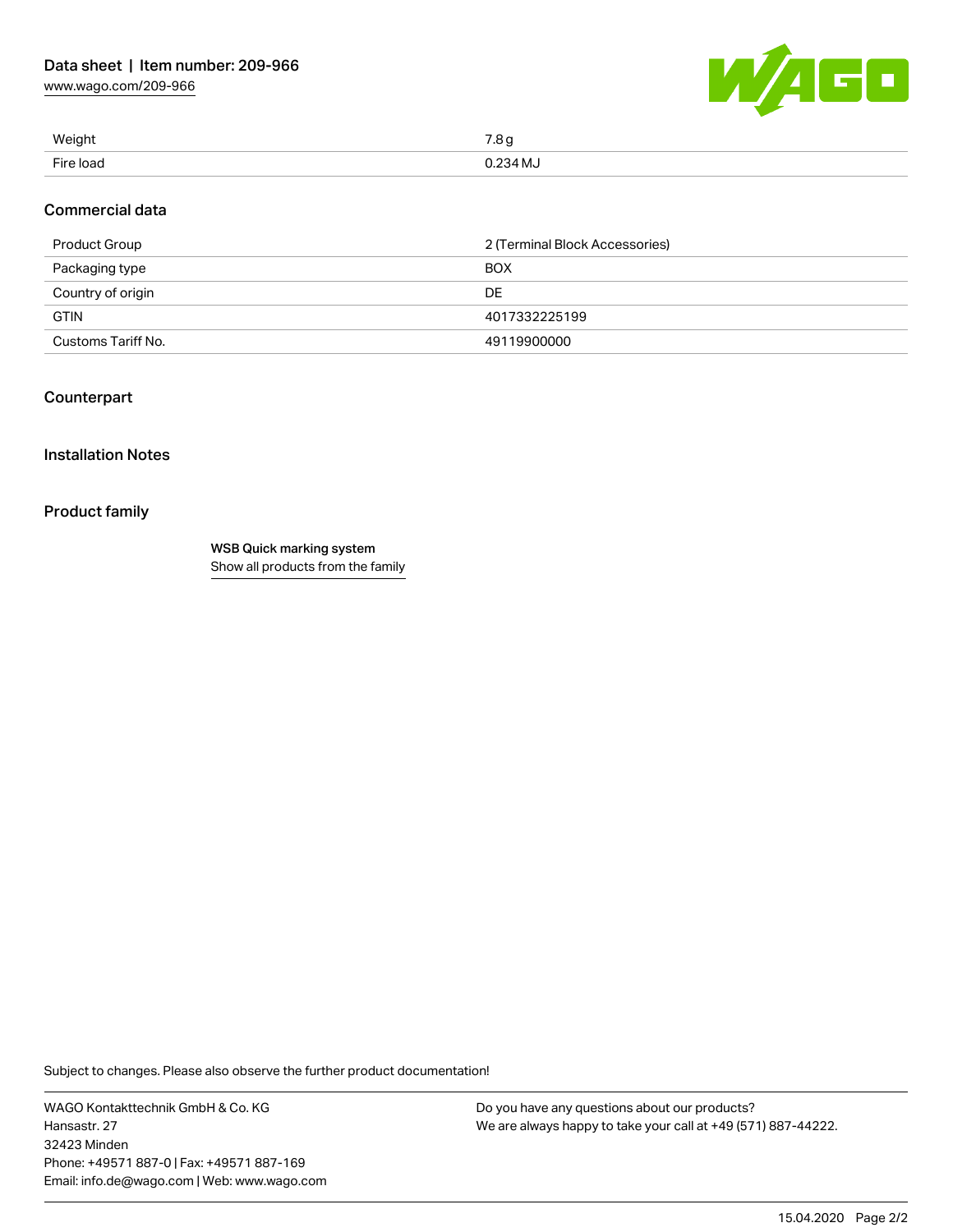| | |
|---|---|
| Weight | 7.8 g |
| Fire load | 0.234 MJ |

## Commercial data

| | |
|---|---|
| Product Group | 2 (Terminal Block Accessories) |
| Packaging type | BOX |
| Country of origin | DE |
| GTIN | 4017332225199 |
| Customs Tariff No. | 49119900000 |

## Counterpart

## Installation Notes

## Product family

**WSB Quick marking system**
Show all products from the family

Subject to changes. Please also observe the further product documentation!

WAGO Kontakttechnik GmbH & Co. KG
Hansastr. 27
32423 Minden
Phone: +49571 887-0 | Fax: +49571 887-169
Email: info.de@wago.com | Web: www.wago.com

Do you have any questions about our products?
We are always happy to take your call at +49 (571) 887-44222.